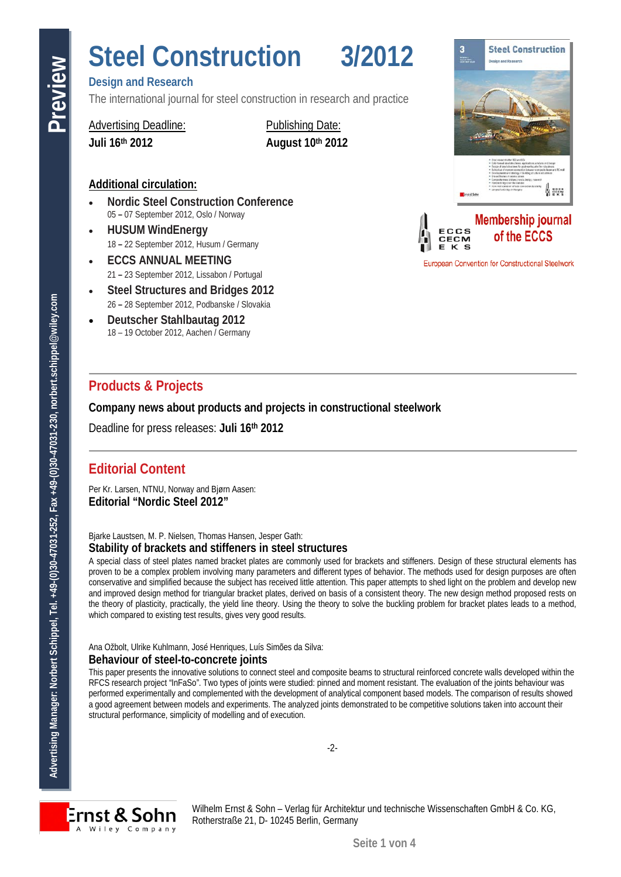# Steel Construction 3/2012

**Design and Research**

The international journal for steel construction in research and practice

| Advertising Deadline: | Publishing Date: |
|---|---|
| **Juli 16th 2012** | **August 10th 2012** |

## Additional circulation:

- **Nordic Steel Construction Conference**
  05 – 07 September 2012, Oslo / Norway
- **HUSUM WindEnergy**
  18 – 22 September 2012, Husum / Germany
- **ECCS ANNUAL MEETING**
  21 – 23 September 2012, Lissabon / Portugal
- **Steel Structures and Bridges 2012**
  26 – 28 September 2012, Podbanske / Slovakia
- **Deutscher Stahlbautag 2012**
  18 – 19 October 2012, Aachen / Germany

ECCS CECM EKS

**Membership journal of the ECCS**

European Convention for Constructional Steelwork

## Products & Projects

**Company news about products and projects in constructional steelwork**

Deadline for press releases: **Juli 16th 2012**

## Editorial Content

Per Kr. Larsen, NTNU, Norway and Bjørn Aasen:

**Editorial "Nordic Steel 2012"**

Bjarke Laustsen, M. P. Nielsen, Thomas Hansen, Jesper Gath:

### Stability of brackets and stiffeners in steel structures

A special class of steel plates named bracket plates are commonly used for brackets and stiffeners. Design of these structural elements has proven to be a complex problem involving many parameters and different types of behavior. The methods used for design purposes are often conservative and simplified because the subject has received little attention. This paper attempts to shed light on the problem and develop new and improved design method for triangular bracket plates, derived on basis of a consistent theory. The new design method proposed rests on the theory of plasticity, practically, the yield line theory. Using the theory to solve the buckling problem for bracket plates leads to a method, which compared to existing test results, gives very good results.

Ana Ožbolt, Ulrike Kuhlmann, José Henriques, Luís Simões da Silva:

### Behaviour of steel-to-concrete joints

This paper presents the innovative solutions to connect steel and composite beams to structural reinforced concrete walls developed within the RFCS research project "InFaSo". Two types of joints were studied: pinned and moment resistant. The evaluation of the joints behaviour was performed experimentally and complemented with the development of analytical component based models. The comparison of results showed a good agreement between models and experiments. The analyzed joints demonstrated to be competitive solutions taken into account their structural performance, simplicity of modelling and of execution.

-2-

Advertising Manager: Norbert Schippel, Tel. +49-(0)30-47031-252, Fax +49-(0)30-47031-230, norbert.schippel@wiley.com

Ernst & Sohn – A Wiley Company

Wilhelm Ernst & Sohn – Verlag für Architektur und technische Wissenschaften GmbH & Co. KG, Rotherstraße 21, D- 10245 Berlin, Germany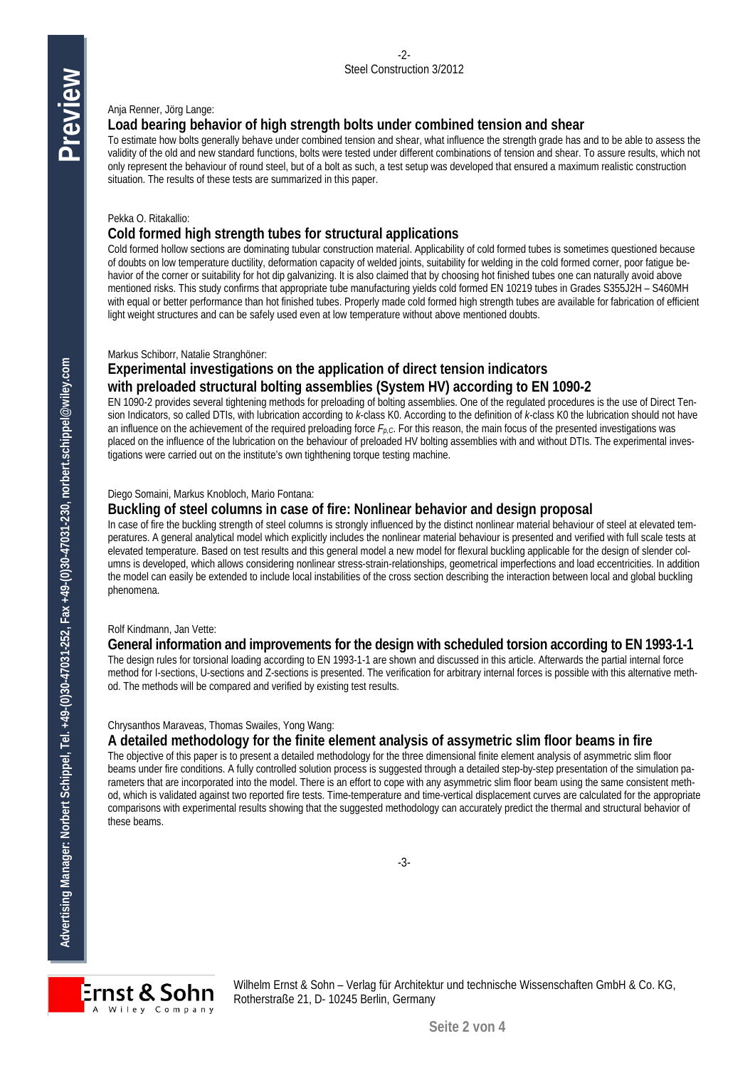Anja Renner, Jörg Lange:

## Load bearing behavior of high strength bolts under combined tension and shear

To estimate how bolts generally behave under combined tension and shear, what influence the strength grade has and to be able to assess the validity of the old and new standard functions, bolts were tested under different combinations of tension and shear. To assure results, which not only represent the behaviour of round steel, but of a bolt as such, a test setup was developed that ensured a maximum realistic construction situation. The results of these tests are summarized in this paper.

Pekka O. Ritakallio:

## Cold formed high strength tubes for structural applications

Cold formed hollow sections are dominating tubular construction material. Applicability of cold formed tubes is sometimes questioned because of doubts on low temperature ductility, deformation capacity of welded joints, suitability for welding in the cold formed corner, poor fatigue behavior of the corner or suitability for hot dip galvanizing. It is also claimed that by choosing hot finished tubes one can naturally avoid above mentioned risks. This study confirms that appropriate tube manufacturing yields cold formed EN 10219 tubes in Grades S355J2H – S460MH with equal or better performance than hot finished tubes. Properly made cold formed high strength tubes are available for fabrication of efficient light weight structures and can be safely used even at low temperature without above mentioned doubts.

Markus Schiborr, Natalie Stranghöner:

## Experimental investigations on the application of direct tension indicators with preloaded structural bolting assemblies (System HV) according to EN 1090-2

EN 1090-2 provides several tightening methods for preloading of bolting assemblies. One of the regulated procedures is the use of Direct Tension Indicators, so called DTIs, with lubrication according to *k*-class K0. According to the definition of *k*-class K0 the lubrication should not have an influence on the achievement of the required preloading force $F_{p,C}$. For this reason, the main focus of the presented investigations was placed on the influence of the lubrication on the behaviour of preloaded HV bolting assemblies with and without DTIs. The experimental investigations were carried out on the institute's own tighthening torque testing machine.

Diego Somaini, Markus Knobloch, Mario Fontana:

## Buckling of steel columns in case of fire: Nonlinear behavior and design proposal

In case of fire the buckling strength of steel columns is strongly influenced by the distinct nonlinear material behaviour of steel at elevated temperatures. A general analytical model which explicitly includes the nonlinear material behaviour is presented and verified with full scale tests at elevated temperature. Based on test results and this general model a new model for flexural buckling applicable for the design of slender columns is developed, which allows considering nonlinear stress-strain-relationships, geometrical imperfections and load eccentricities. In addition the model can easily be extended to include local instabilities of the cross section describing the interaction between local and global buckling phenomena.

Rolf Kindmann, Jan Vette:

## General information and improvements for the design with scheduled torsion according to EN 1993-1-1

The design rules for torsional loading according to EN 1993-1-1 are shown and discussed in this article. Afterwards the partial internal force method for I-sections, U-sections and Z-sections is presented. The verification for arbitrary internal forces is possible with this alternative method. The methods will be compared and verified by existing test results.

Chrysanthos Maraveas, Thomas Swailes, Yong Wang:

## A detailed methodology for the finite element analysis of assymetric slim floor beams in fire

The objective of this paper is to present a detailed methodology for the three dimensional finite element analysis of asymmetric slim floor beams under fire conditions. A fully controlled solution process is suggested through a detailed step-by-step presentation of the simulation parameters that are incorporated into the model. There is an effort to cope with any asymmetric slim floor beam using the same consistent method, which is validated against two reported fire tests. Time-temperature and time-vertical displacement curves are calculated for the appropriate comparisons with experimental results showing that the suggested methodology can accurately predict the thermal and structural behavior of these beams.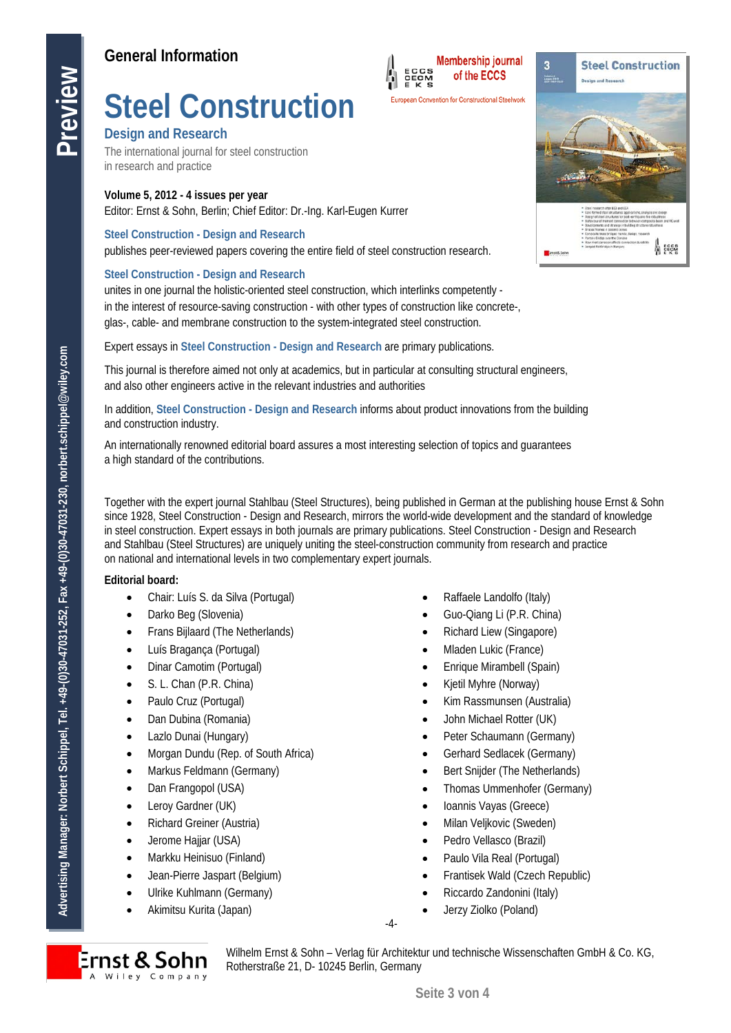## General Information

# Steel Construction

## Design and Research

The international journal for steel construction
in research and practice

Membership journal of the ECCS

European Convention for Constructional Steelwork

**Volume 5, 2012 - 4 issues per year**
Editor: Ernst & Sohn, Berlin; Chief Editor: Dr.-Ing. Karl-Eugen Kurrer

**Steel Construction - Design and Research**
publishes peer-reviewed papers covering the entire field of steel construction research.

**Steel Construction - Design and Research**
unites in one journal the holistic-oriented steel construction, which interlinks competently - in the interest of resource-saving construction - with other types of construction like concrete-, glas-, cable- and membrane construction to the system-integrated steel construction.

Expert essays in **Steel Construction - Design and Research** are primary publications.

This journal is therefore aimed not only at academics, but in particular at consulting structural engineers, and also other engineers active in the relevant industries and authorities

In addition, **Steel Construction - Design and Research** informs about product innovations from the building and construction industry.

An internationally renowned editorial board assures a most interesting selection of topics and guarantees a high standard of the contributions.

Together with the expert journal Stahlbau (Steel Structures), being published in German at the publishing house Ernst & Sohn since 1928, Steel Construction - Design and Research, mirrors the world-wide development and the standard of knowledge in steel construction. Expert essays in both journals are primary publications. Steel Construction - Design and Research and Stahlbau (Steel Structures) are uniquely uniting the steel-construction community from research and practice on national and international levels in two complementary expert journals.

**Editorial board:**

- Chair: Luís S. da Silva (Portugal)
- Darko Beg (Slovenia)
- Frans Bijlaard (The Netherlands)
- Luís Bragança (Portugal)
- Dinar Camotim (Portugal)
- S. L. Chan (P.R. China)
- Paulo Cruz (Portugal)
- Dan Dubina (Romania)
- Lazlo Dunai (Hungary)
- Morgan Dundu (Rep. of South Africa)
- Markus Feldmann (Germany)
- Dan Frangopol (USA)
- Leroy Gardner (UK)
- Richard Greiner (Austria)
- Jerome Hajjar (USA)
- Markku Heinisuo (Finland)
- Jean-Pierre Jaspart (Belgium)
- Ulrike Kuhlmann (Germany)
- Akimitsu Kurita (Japan)
- Raffaele Landolfo (Italy)
- Guo-Qiang Li (P.R. China)
- Richard Liew (Singapore)
- Mladen Lukic (France)
- Enrique Mirambell (Spain)
- Kjetil Myhre (Norway)
- Kim Rassmunsen (Australia)
- John Michael Rotter (UK)
- Peter Schaumann (Germany)
- Gerhard Sedlacek (Germany)
- Bert Snijder (The Netherlands)
- Thomas Ummenhofer (Germany)
- Ioannis Vayas (Greece)
- Milan Veljkovic (Sweden)
- Pedro Vellasco (Brazil)
- Paulo Vila Real (Portugal)
- Frantisek Wald (Czech Republic)
- Riccardo Zandonini (Italy)
- Jerzy Ziolko (Poland)

Advertising Manager: Norbert Schippel, Tel. +49-(0)30-47031-252, Fax +49-(0)30-47031-230, norbert.schippel@wiley.com

Wilhelm Ernst & Sohn – Verlag für Architektur und technische Wissenschaften GmbH & Co. KG,
Rotherstraße 21, D- 10245 Berlin, Germany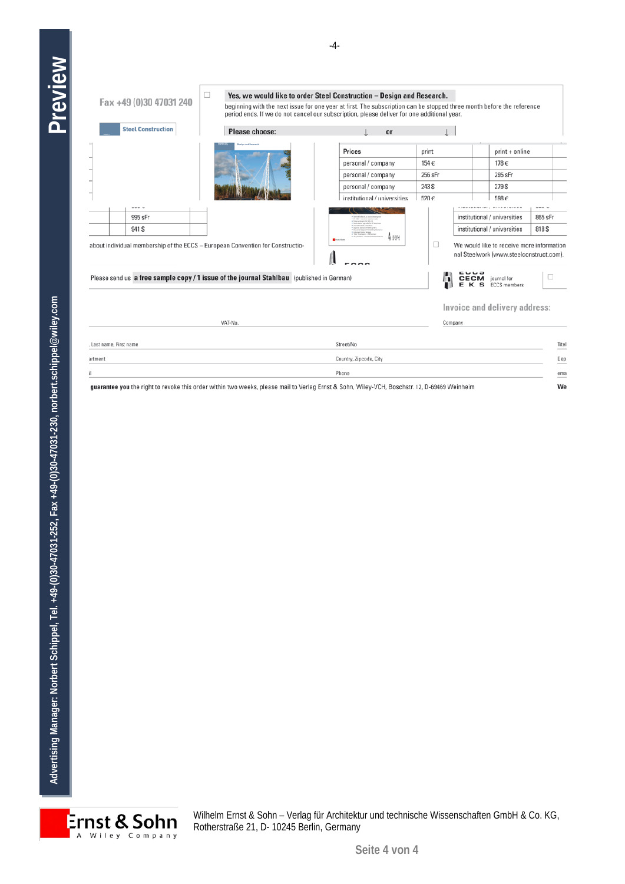Fax +49 (0)30 47031 240

Steel Construction

**Yes, we would like to order Steel Construction – Design and Research.**
beginning with the next issue for one year at first. The subscription can be stopped three month before the reference period ends. If we do not cancel our subscription, please deliver for one additional year.

Please choose: ↓ or ↓

| Prices | print | print + online |
| --- | --- | --- |
| personal / company | 154 € | 178 € |
| personal / company | 256 sFr | 295 sFr |
| personal / company | 243 $ | 279 $ |
| institutional / universities | 520 € | 598 € |
| institutional / universities | 865 sFr | 995 sFr |
| institutional / universities | 818 $ | 941 $ |

☐ We would like to receive more information about individual membership of the ECCS – European Convention for Constructional Steelwork (www.steelconstruct.com).

ECCS CECM EKS journal for ECCS members

☐ Please send us **a free sample copy / 1 issue of the journal Stahlbau** (published in German)

Invoice and delivery address:

Company

VAT-No.

Titel, Last name, First name

Department

Street/No

Country, Zipcode, City

email

Phone

**We guarantee you** the right to revoke this order within two weeks, please mail to Verlag Ernst & Sohn, Wiley-VCH, Boschstr. 12, D-69469 Weinheim

Preview

Advertising Manager: Norbert Schippel, Tel. +49-(0)30-47031-252, Fax +49-(0)30-47031-230, norbert.schippel@wiley.com

Ernst & Sohn A Wiley Company

Wilhelm Ernst & Sohn – Verlag für Architektur und technische Wissenschaften GmbH & Co. KG, Rotherstraße 21, D- 10245 Berlin, Germany